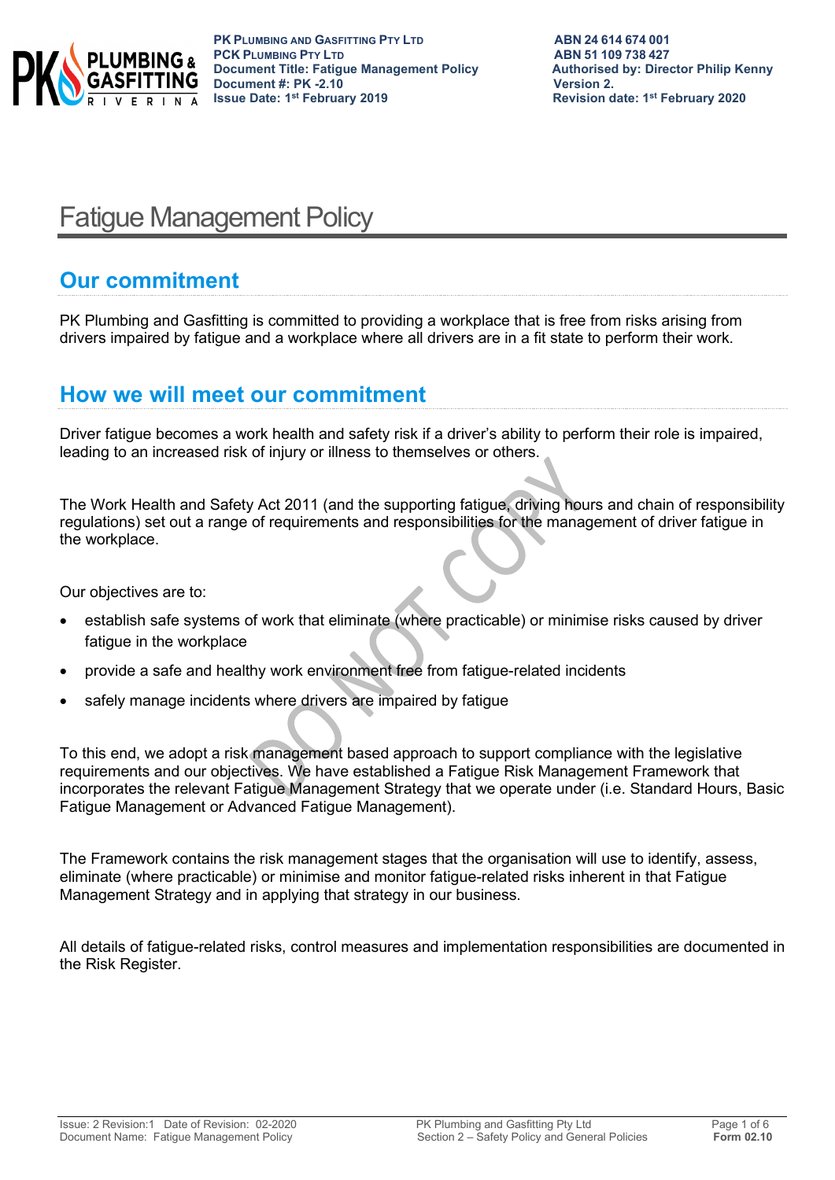PK PLUMBING AND GASFITTING PTY LTD
PCK PLUMBING PTY LTD
Document Title: Fatigue Management Policy
Document #: PK -2.10
Issue Date: 1st February 2019

ABN 24 614 674 001
ABN 51 109 738 427
Authorised by: Director Philip Kenny
Version 2.
Revision date: 1st February 2020

# Fatigue Management Policy

## Our commitment

PK Plumbing and Gasfitting is committed to providing a workplace that is free from risks arising from drivers impaired by fatigue and a workplace where all drivers are in a fit state to perform their work.

## How we will meet our commitment

Driver fatigue becomes a work health and safety risk if a driver's ability to perform their role is impaired, leading to an increased risk of injury or illness to themselves or others.

The Work Health and Safety Act 2011 (and the supporting fatigue, driving hours and chain of responsibility regulations) set out a range of requirements and responsibilities for the management of driver fatigue in the workplace.

Our objectives are to:

- establish safe systems of work that eliminate (where practicable) or minimise risks caused by driver fatigue in the workplace
- provide a safe and healthy work environment free from fatigue-related incidents
- safely manage incidents where drivers are impaired by fatigue

To this end, we adopt a risk management based approach to support compliance with the legislative requirements and our objectives. We have established a Fatigue Risk Management Framework that incorporates the relevant Fatigue Management Strategy that we operate under (i.e. Standard Hours, Basic Fatigue Management or Advanced Fatigue Management).

The Framework contains the risk management stages that the organisation will use to identify, assess, eliminate (where practicable) or minimise and monitor fatigue-related risks inherent in that Fatigue Management Strategy and in applying that strategy in our business.

All details of fatigue-related risks, control measures and implementation responsibilities are documented in the Risk Register.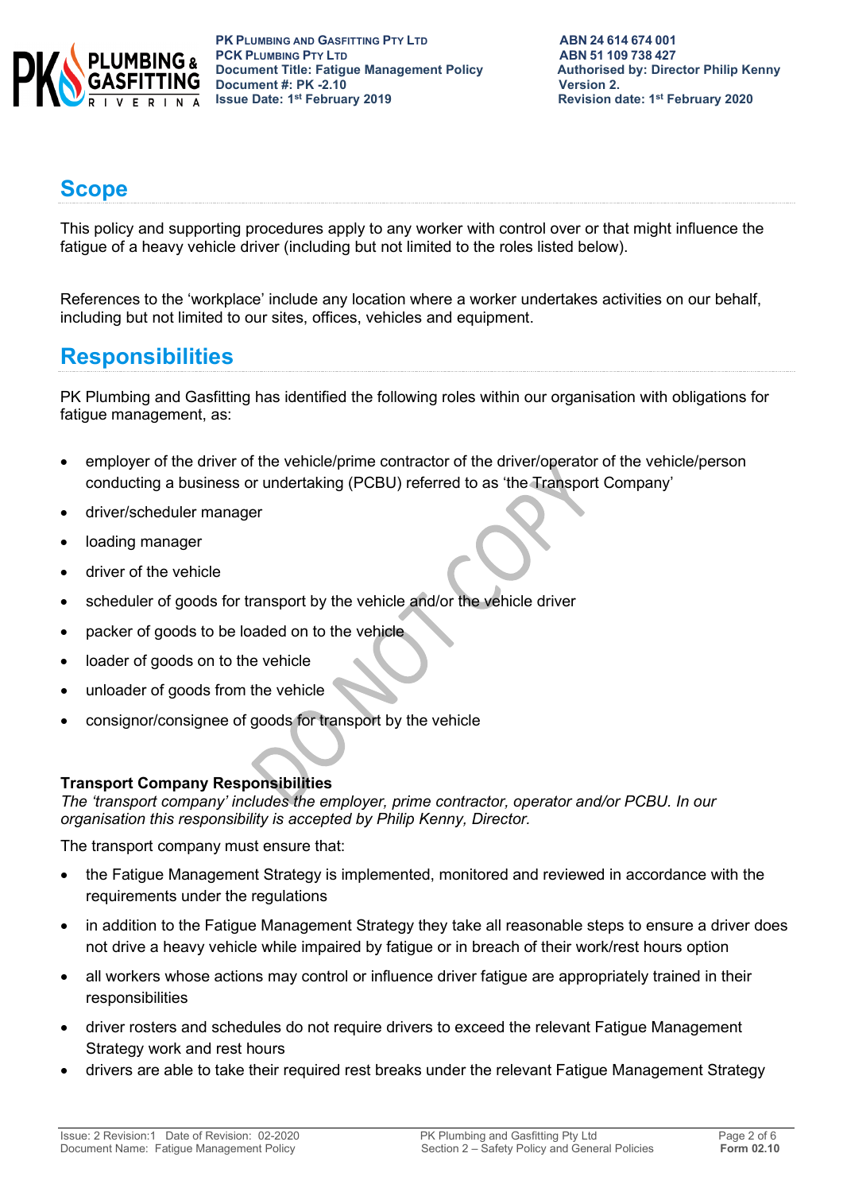## Scope

This policy and supporting procedures apply to any worker with control over or that might influence the fatigue of a heavy vehicle driver (including but not limited to the roles listed below).

References to the 'workplace' include any location where a worker undertakes activities on our behalf, including but not limited to our sites, offices, vehicles and equipment.

## Responsibilities

PK Plumbing and Gasfitting has identified the following roles within our organisation with obligations for fatigue management, as:

- employer of the driver of the vehicle/prime contractor of the driver/operator of the vehicle/person conducting a business or undertaking (PCBU) referred to as 'the Transport Company'
- driver/scheduler manager
- loading manager
- driver of the vehicle
- scheduler of goods for transport by the vehicle and/or the vehicle driver
- packer of goods to be loaded on to the vehicle
- loader of goods on to the vehicle
- unloader of goods from the vehicle
- consignor/consignee of goods for transport by the vehicle

**Transport Company Responsibilities**

*The 'transport company' includes the employer, prime contractor, operator and/or PCBU. In our organisation this responsibility is accepted by Philip Kenny, Director.*

The transport company must ensure that:

- the Fatigue Management Strategy is implemented, monitored and reviewed in accordance with the requirements under the regulations
- in addition to the Fatigue Management Strategy they take all reasonable steps to ensure a driver does not drive a heavy vehicle while impaired by fatigue or in breach of their work/rest hours option
- all workers whose actions may control or influence driver fatigue are appropriately trained in their responsibilities
- driver rosters and schedules do not require drivers to exceed the relevant Fatigue Management Strategy work and rest hours
- drivers are able to take their required rest breaks under the relevant Fatigue Management Strategy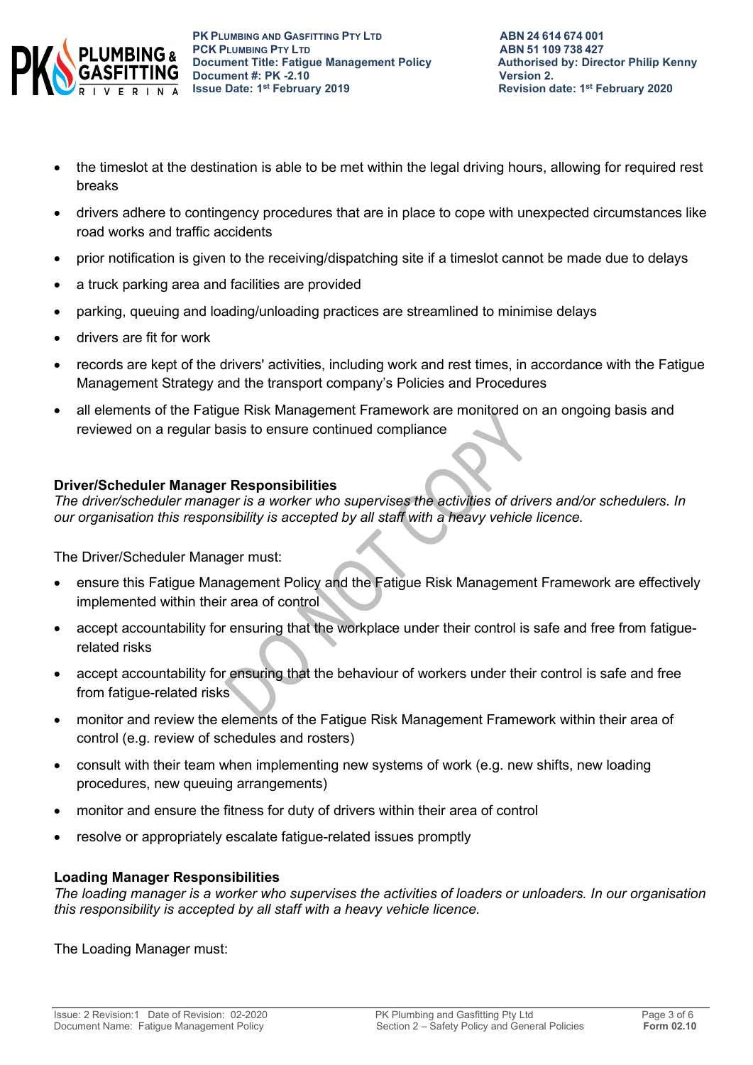- the timeslot at the destination is able to be met within the legal driving hours, allowing for required rest breaks
- drivers adhere to contingency procedures that are in place to cope with unexpected circumstances like road works and traffic accidents
- prior notification is given to the receiving/dispatching site if a timeslot cannot be made due to delays
- a truck parking area and facilities are provided
- parking, queuing and loading/unloading practices are streamlined to minimise delays
- drivers are fit for work
- records are kept of the drivers' activities, including work and rest times, in accordance with the Fatigue Management Strategy and the transport company's Policies and Procedures
- all elements of the Fatigue Risk Management Framework are monitored on an ongoing basis and reviewed on a regular basis to ensure continued compliance

**Driver/Scheduler Manager Responsibilities**

*The driver/scheduler manager is a worker who supervises the activities of drivers and/or schedulers. In our organisation this responsibility is accepted by all staff with a heavy vehicle licence.*

The Driver/Scheduler Manager must:

- ensure this Fatigue Management Policy and the Fatigue Risk Management Framework are effectively implemented within their area of control
- accept accountability for ensuring that the workplace under their control is safe and free from fatigue-related risks
- accept accountability for ensuring that the behaviour of workers under their control is safe and free from fatigue-related risks
- monitor and review the elements of the Fatigue Risk Management Framework within their area of control (e.g. review of schedules and rosters)
- consult with their team when implementing new systems of work (e.g. new shifts, new loading procedures, new queuing arrangements)
- monitor and ensure the fitness for duty of drivers within their area of control
- resolve or appropriately escalate fatigue-related issues promptly

**Loading Manager Responsibilities**

*The loading manager is a worker who supervises the activities of loaders or unloaders. In our organisation this responsibility is accepted by all staff with a heavy vehicle licence.*

The Loading Manager must: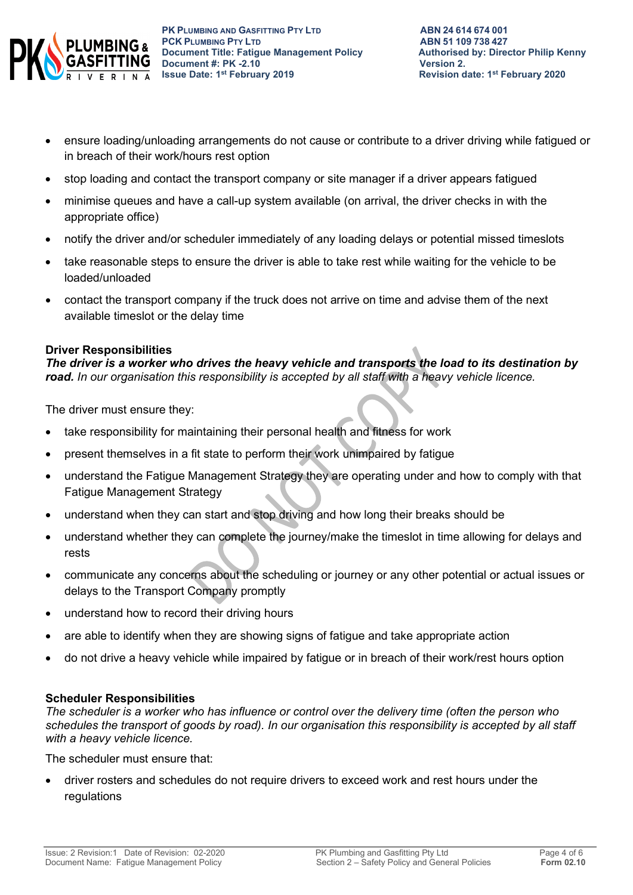- ensure loading/unloading arrangements do not cause or contribute to a driver driving while fatigued or in breach of their work/hours rest option
- stop loading and contact the transport company or site manager if a driver appears fatigued
- minimise queues and have a call-up system available (on arrival, the driver checks in with the appropriate office)
- notify the driver and/or scheduler immediately of any loading delays or potential missed timeslots
- take reasonable steps to ensure the driver is able to take rest while waiting for the vehicle to be loaded/unloaded
- contact the transport company if the truck does not arrive on time and advise them of the next available timeslot or the delay time

**Driver Responsibilities**

***The driver is a worker who drives the heavy vehicle and transports the load to its destination by road.*** *In our organisation this responsibility is accepted by all staff with a heavy vehicle licence.*

The driver must ensure they:

- take responsibility for maintaining their personal health and fitness for work
- present themselves in a fit state to perform their work unimpaired by fatigue
- understand the Fatigue Management Strategy they are operating under and how to comply with that Fatigue Management Strategy
- understand when they can start and stop driving and how long their breaks should be
- understand whether they can complete the journey/make the timeslot in time allowing for delays and rests
- communicate any concerns about the scheduling or journey or any other potential or actual issues or delays to the Transport Company promptly
- understand how to record their driving hours
- are able to identify when they are showing signs of fatigue and take appropriate action
- do not drive a heavy vehicle while impaired by fatigue or in breach of their work/rest hours option

**Scheduler Responsibilities**

*The scheduler is a worker who has influence or control over the delivery time (often the person who schedules the transport of goods by road). In our organisation this responsibility is accepted by all staff with a heavy vehicle licence.*

The scheduler must ensure that:

- driver rosters and schedules do not require drivers to exceed work and rest hours under the regulations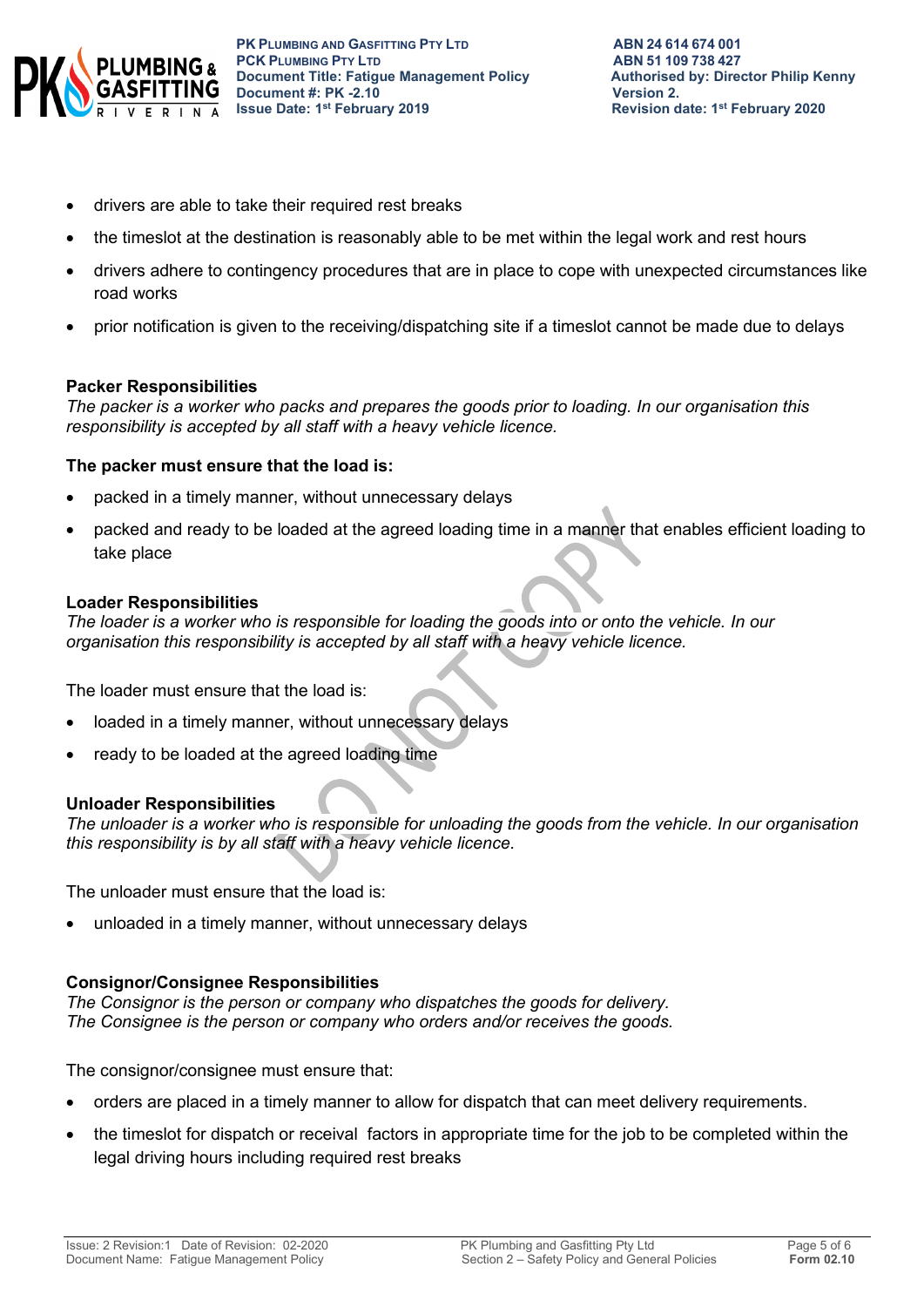- drivers are able to take their required rest breaks
- the timeslot at the destination is reasonably able to be met within the legal work and rest hours
- drivers adhere to contingency procedures that are in place to cope with unexpected circumstances like road works
- prior notification is given to the receiving/dispatching site if a timeslot cannot be made due to delays

**Packer Responsibilities**
*The packer is a worker who packs and prepares the goods prior to loading. In our organisation this responsibility is accepted by all staff with a heavy vehicle licence.*

**The packer must ensure that the load is:**

- packed in a timely manner, without unnecessary delays
- packed and ready to be loaded at the agreed loading time in a manner that enables efficient loading to take place

**Loader Responsibilities**
*The loader is a worker who is responsible for loading the goods into or onto the vehicle. In our organisation this responsibility is accepted by all staff with a heavy vehicle licence.*

The loader must ensure that the load is:

- loaded in a timely manner, without unnecessary delays
- ready to be loaded at the agreed loading time

**Unloader Responsibilities**
*The unloader is a worker who is responsible for unloading the goods from the vehicle. In our organisation this responsibility is by all staff with a heavy vehicle licence.*

The unloader must ensure that the load is:

- unloaded in a timely manner, without unnecessary delays

**Consignor/Consignee Responsibilities**
*The Consignor is the person or company who dispatches the goods for delivery.*
*The Consignee is the person or company who orders and/or receives the goods.*

The consignor/consignee must ensure that:

- orders are placed in a timely manner to allow for dispatch that can meet delivery requirements.
- the timeslot for dispatch or receival factors in appropriate time for the job to be completed within the legal driving hours including required rest breaks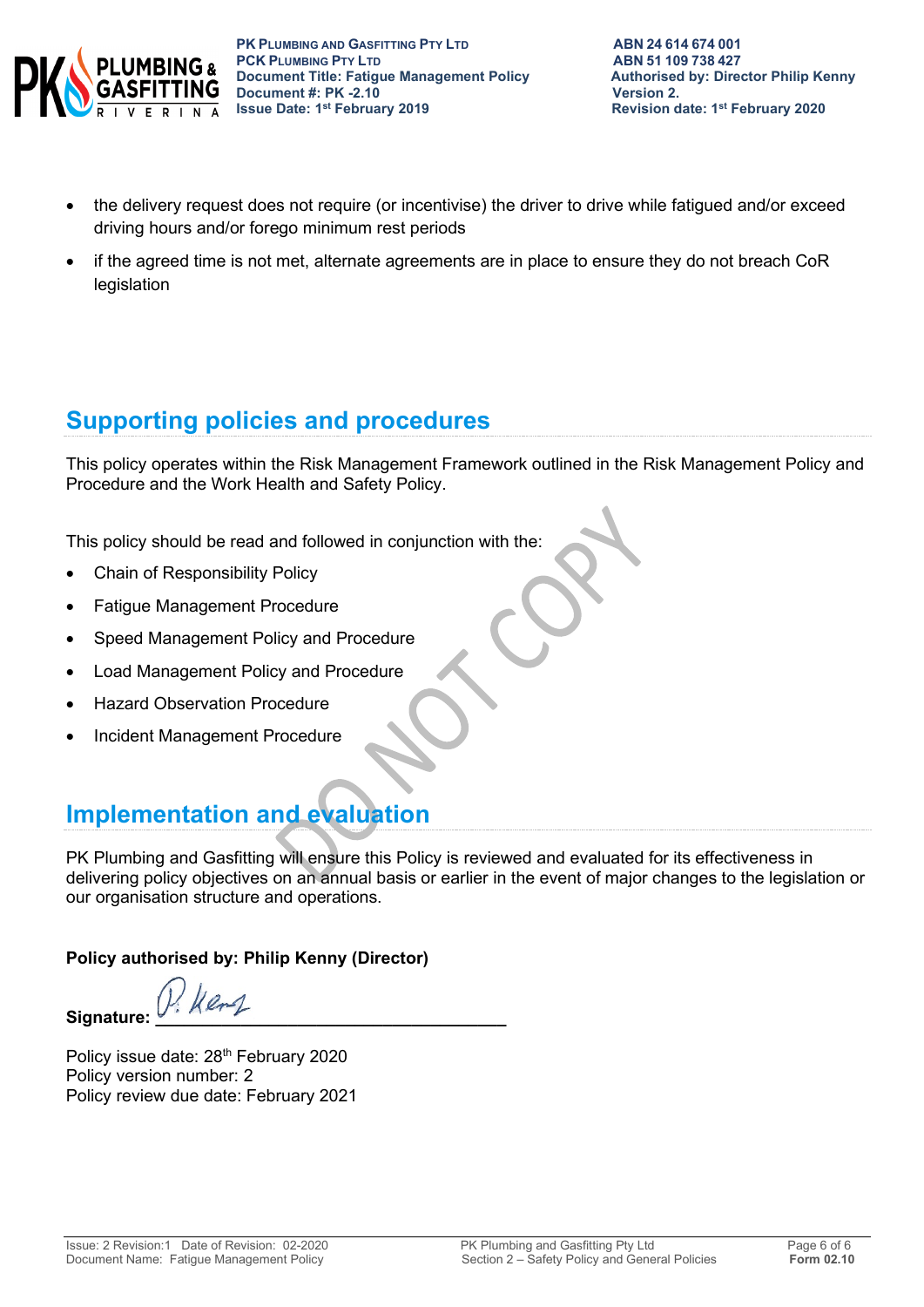- the delivery request does not require (or incentivise) the driver to drive while fatigued and/or exceed driving hours and/or forego minimum rest periods
- if the agreed time is not met, alternate agreements are in place to ensure they do not breach CoR legislation

## Supporting policies and procedures

This policy operates within the Risk Management Framework outlined in the Risk Management Policy and Procedure and the Work Health and Safety Policy.

This policy should be read and followed in conjunction with the:

- Chain of Responsibility Policy
- Fatigue Management Procedure
- Speed Management Policy and Procedure
- Load Management Policy and Procedure
- Hazard Observation Procedure
- Incident Management Procedure

## Implementation and evaluation

PK Plumbing and Gasfitting will ensure this Policy is reviewed and evaluated for its effectiveness in delivering policy objectives on an annual basis or earlier in the event of major changes to the legislation or our organisation structure and operations.

**Policy authorised by: Philip Kenny (Director)**

**Signature:** ___________________________________

Policy issue date: 28th February 2020
Policy version number: 2
Policy review due date: February 2021